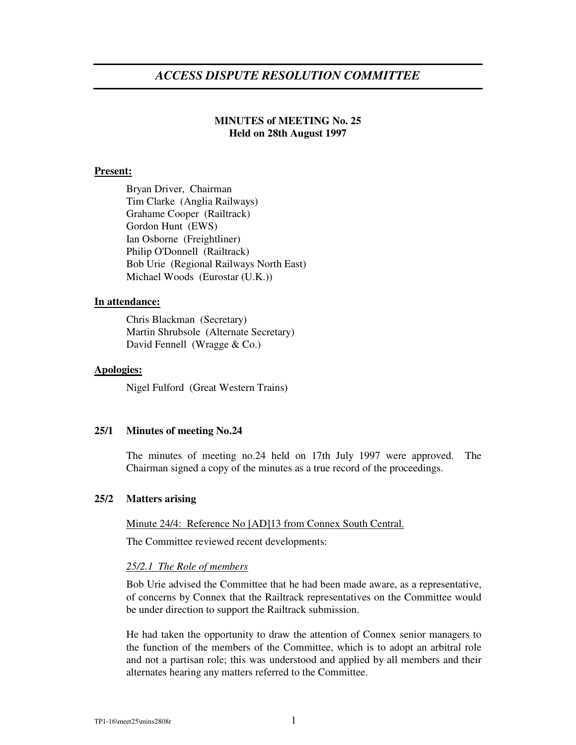# *ACCESS DISPUTE RESOLUTION COMMITTEE*

**MINUTES of MEETING No. 25**
**Held on 28th August 1997**

**Present:**

Bryan Driver, Chairman
Tim Clarke (Anglia Railways)
Grahame Cooper (Railtrack)
Gordon Hunt (EWS)
Ian Osborne (Freightliner)
Philip O'Donnell (Railtrack)
Bob Urie (Regional Railways North East)
Michael Woods (Eurostar (U.K.))

**In attendance:**

Chris Blackman (Secretary)
Martin Shrubsole (Alternate Secretary)
David Fennell (Wragge & Co.)

**Apologies:**

Nigel Fulford (Great Western Trains)

### 25/1 Minutes of meeting No.24

The minutes of meeting no.24 held on 17th July 1997 were approved. The Chairman signed a copy of the minutes as a true record of the proceedings.

### 25/2 Matters arising

Minute 24/4: Reference No [AD]13 from Connex South Central.

The Committee reviewed recent developments:

*25/2.1 The Role of members*

Bob Urie advised the Committee that he had been made aware, as a representative, of concerns by Connex that the Railtrack representatives on the Committee would be under direction to support the Railtrack submission.

He had taken the opportunity to draw the attention of Connex senior managers to the function of the members of the Committee, which is to adopt an arbitral role and not a partisan role; this was understood and applied by all members and their alternates hearing any matters referred to the Committee.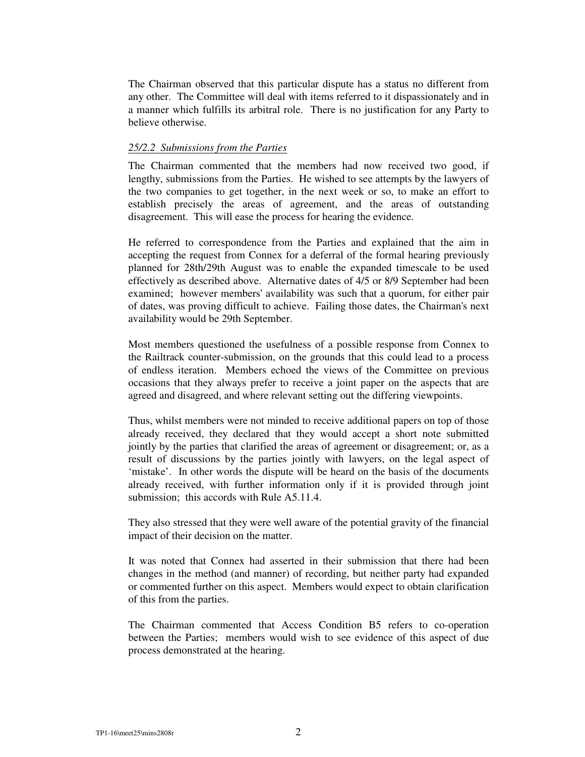The Chairman observed that this particular dispute has a status no different from any other. The Committee will deal with items referred to it dispassionately and in a manner which fulfills its arbitral role. There is no justification for any Party to believe otherwise.

*25/2.2 Submissions from the Parties*

The Chairman commented that the members had now received two good, if lengthy, submissions from the Parties. He wished to see attempts by the lawyers of the two companies to get together, in the next week or so, to make an effort to establish precisely the areas of agreement, and the areas of outstanding disagreement. This will ease the process for hearing the evidence.

He referred to correspondence from the Parties and explained that the aim in accepting the request from Connex for a deferral of the formal hearing previously planned for 28th/29th August was to enable the expanded timescale to be used effectively as described above. Alternative dates of 4/5 or 8/9 September had been examined; however members' availability was such that a quorum, for either pair of dates, was proving difficult to achieve. Failing those dates, the Chairman's next availability would be 29th September.

Most members questioned the usefulness of a possible response from Connex to the Railtrack counter-submission, on the grounds that this could lead to a process of endless iteration. Members echoed the views of the Committee on previous occasions that they always prefer to receive a joint paper on the aspects that are agreed and disagreed, and where relevant setting out the differing viewpoints.

Thus, whilst members were not minded to receive additional papers on top of those already received, they declared that they would accept a short note submitted jointly by the parties that clarified the areas of agreement or disagreement; or, as a result of discussions by the parties jointly with lawyers, on the legal aspect of 'mistake'. In other words the dispute will be heard on the basis of the documents already received, with further information only if it is provided through joint submission; this accords with Rule A5.11.4.

They also stressed that they were well aware of the potential gravity of the financial impact of their decision on the matter.

It was noted that Connex had asserted in their submission that there had been changes in the method (and manner) of recording, but neither party had expanded or commented further on this aspect. Members would expect to obtain clarification of this from the parties.

The Chairman commented that Access Condition B5 refers to co-operation between the Parties; members would wish to see evidence of this aspect of due process demonstrated at the hearing.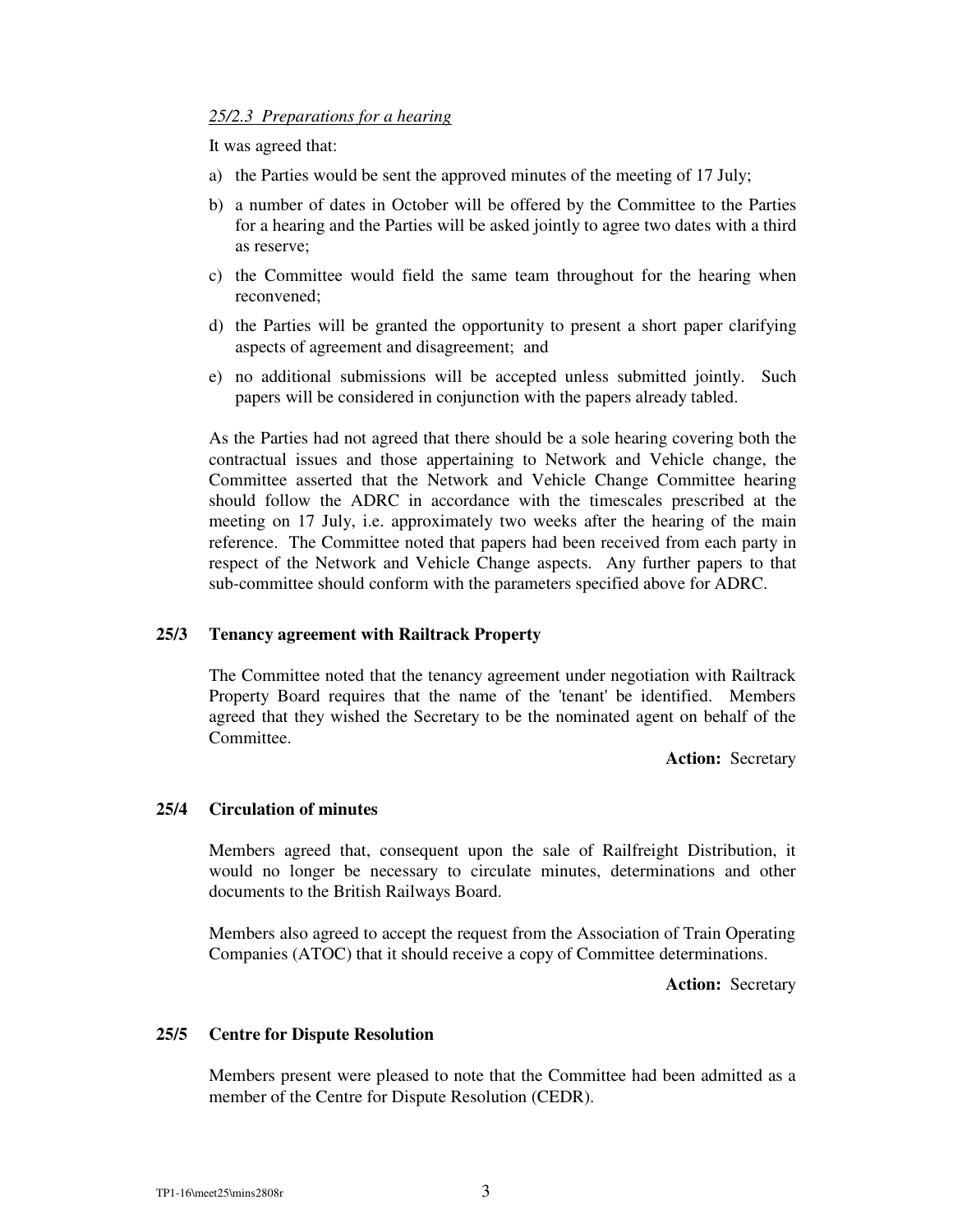*25/2.3 Preparations for a hearing*

It was agreed that:

a) the Parties would be sent the approved minutes of the meeting of 17 July;

b) a number of dates in October will be offered by the Committee to the Parties for a hearing and the Parties will be asked jointly to agree two dates with a third as reserve;

c) the Committee would field the same team throughout for the hearing when reconvened;

d) the Parties will be granted the opportunity to present a short paper clarifying aspects of agreement and disagreement; and

e) no additional submissions will be accepted unless submitted jointly. Such papers will be considered in conjunction with the papers already tabled.

As the Parties had not agreed that there should be a sole hearing covering both the contractual issues and those appertaining to Network and Vehicle change, the Committee asserted that the Network and Vehicle Change Committee hearing should follow the ADRC in accordance with the timescales prescribed at the meeting on 17 July, i.e. approximately two weeks after the hearing of the main reference. The Committee noted that papers had been received from each party in respect of the Network and Vehicle Change aspects. Any further papers to that sub-committee should conform with the parameters specified above for ADRC.

## 25/3 Tenancy agreement with Railtrack Property

The Committee noted that the tenancy agreement under negotiation with Railtrack Property Board requires that the name of the 'tenant' be identified. Members agreed that they wished the Secretary to be the nominated agent on behalf of the Committee.

**Action:** Secretary

## 25/4 Circulation of minutes

Members agreed that, consequent upon the sale of Railfreight Distribution, it would no longer be necessary to circulate minutes, determinations and other documents to the British Railways Board.

Members also agreed to accept the request from the Association of Train Operating Companies (ATOC) that it should receive a copy of Committee determinations.

**Action:** Secretary

## 25/5 Centre for Dispute Resolution

Members present were pleased to note that the Committee had been admitted as a member of the Centre for Dispute Resolution (CEDR).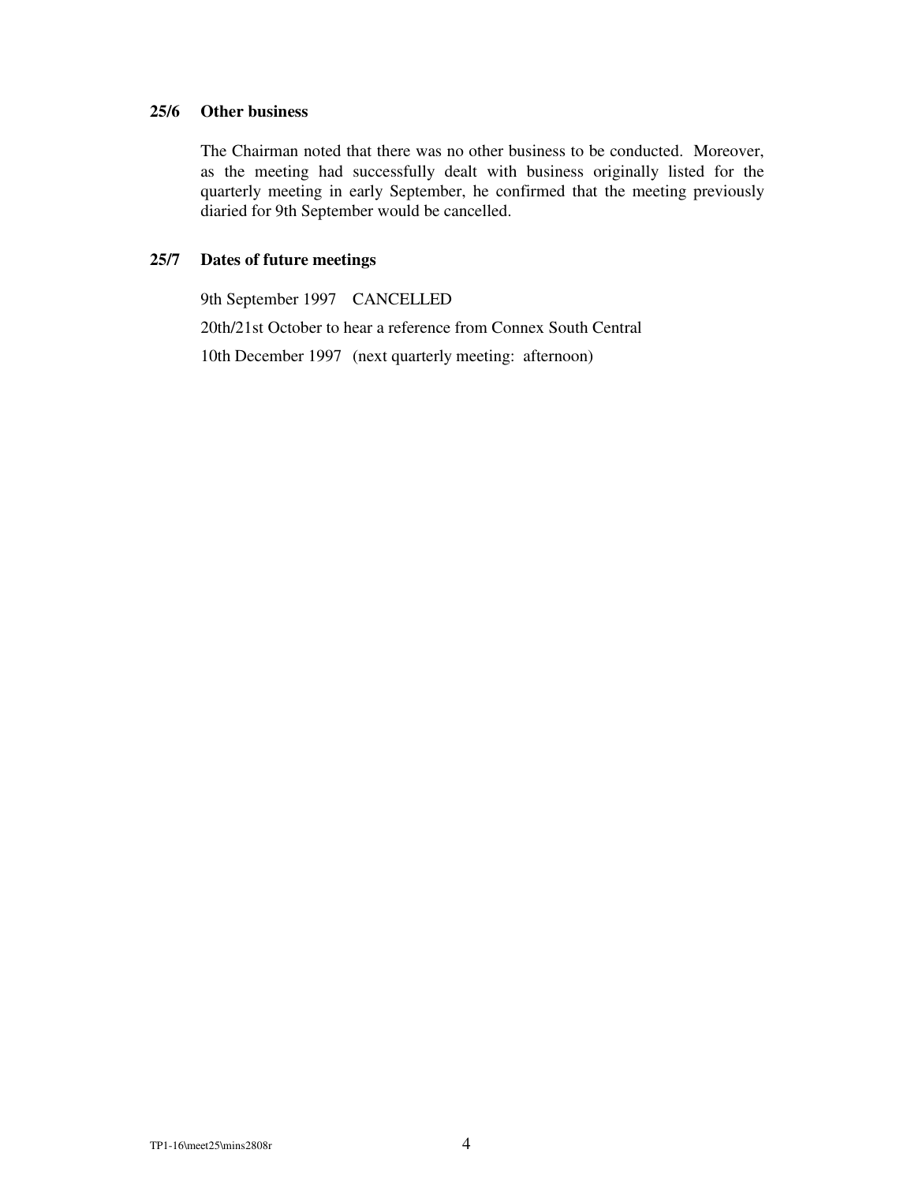### 25/6 Other business

The Chairman noted that there was no other business to be conducted. Moreover, as the meeting had successfully dealt with business originally listed for the quarterly meeting in early September, he confirmed that the meeting previously diaried for 9th September would be cancelled.

### 25/7 Dates of future meetings

9th September 1997 CANCELLED

20th/21st October to hear a reference from Connex South Central

10th December 1997 (next quarterly meeting: afternoon)

TP1-16\meet25\mins2808r